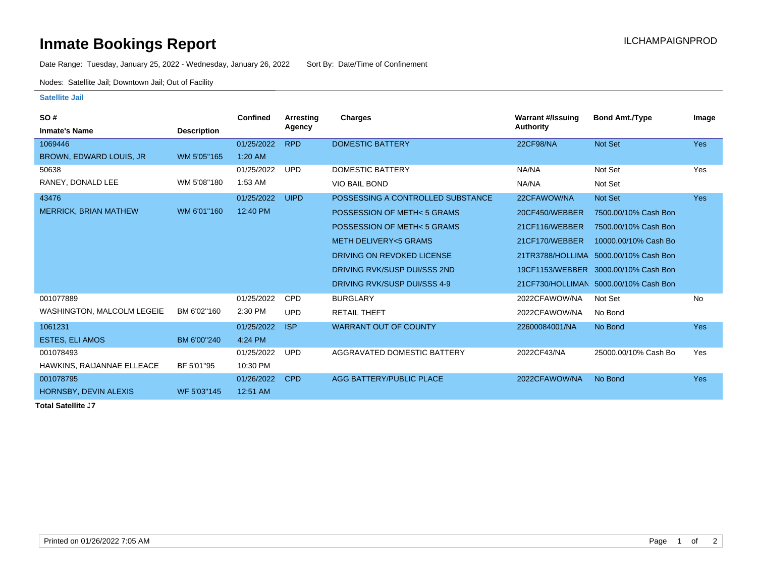# Inmate Bookings Report

ILCHAMPAIGNPROD

Date Range: Tuesday, January 25, 2022 - Wednesday, January 26, 2022    Sort By: Date/Time of Confinement

Nodes: Satellite Jail; Downtown Jail; Out of Facility

## Satellite Jail

| SO # / Inmate's Name | Description | Confined | Arresting Agency | Charges | Warrant #/Issuing Authority | Bond Amt./Type | Image |
|---|---|---|---|---|---|---|---|
| 1069446 | | 01/25/2022 | RPD | DOMESTIC BATTERY | 22CF98/NA | Not Set | Yes |
| BROWN, EDWARD LOUIS, JR | WM 5'05"165 | 1:20 AM | | | | | |
| 50638 | | 01/25/2022 | UPD | DOMESTIC BATTERY | NA/NA | Not Set | Yes |
| RANEY, DONALD LEE | WM 5'08"180 | 1:53 AM | | VIO BAIL BOND | NA/NA | Not Set | |
| 43476 | | 01/25/2022 | UIPD | POSSESSING A CONTROLLED SUBSTANCE | 22CFAWOW/NA | Not Set | Yes |
| MERRICK, BRIAN MATHEW | WM 6'01"160 | 12:40 PM | | POSSESSION OF METH< 5 GRAMS | 20CF450/WEBBER | 7500.00/10% Cash Bon | |
| | | | | POSSESSION OF METH< 5 GRAMS | 21CF116/WEBBER | 7500.00/10% Cash Bon | |
| | | | | METH DELIVERY<5 GRAMS | 21CF170/WEBBER | 10000.00/10% Cash Bo | |
| | | | | DRIVING ON REVOKED LICENSE | 21TR3788/HOLLIMA | 5000.00/10% Cash Bon | |
| | | | | DRIVING RVK/SUSP DUI/SSS 2ND | 19CF1153/WEBBER | 3000.00/10% Cash Bon | |
| | | | | DRIVING RVK/SUSP DUI/SSS 4-9 | 21CF730/HOLLIMAN | 5000.00/10% Cash Bon | |
| 001077889 | | 01/25/2022 | CPD | BURGLARY | 2022CFAWOW/NA | Not Set | No |
| WASHINGTON, MALCOLM LEGEIE | BM 6'02"160 | 2:30 PM | UPD | RETAIL THEFT | 2022CFAWOW/NA | No Bond | |
| 1061231 | | 01/25/2022 | ISP | WARRANT OUT OF COUNTY | 22600084001/NA | No Bond | Yes |
| ESTES, ELI AMOS | BM 6'00"240 | 4:24 PM | | | | | |
| 001078493 | | 01/25/2022 | UPD | AGGRAVATED DOMESTIC BATTERY | 2022CF43/NA | 25000.00/10% Cash Bo | Yes |
| HAWKINS, RAIJANNAE ELLEACE | BF 5'01"95 | 10:30 PM | | | | | |
| 001078795 | | 01/26/2022 | CPD | AGG BATTERY/PUBLIC PLACE | 2022CFAWOW/NA | No Bond | Yes |
| HORNSBY, DEVIN ALEXIS | WF 5'03"145 | 12:51 AM | | | | | |

**Total Satellite :7**

Printed on 01/26/2022 7:05 AM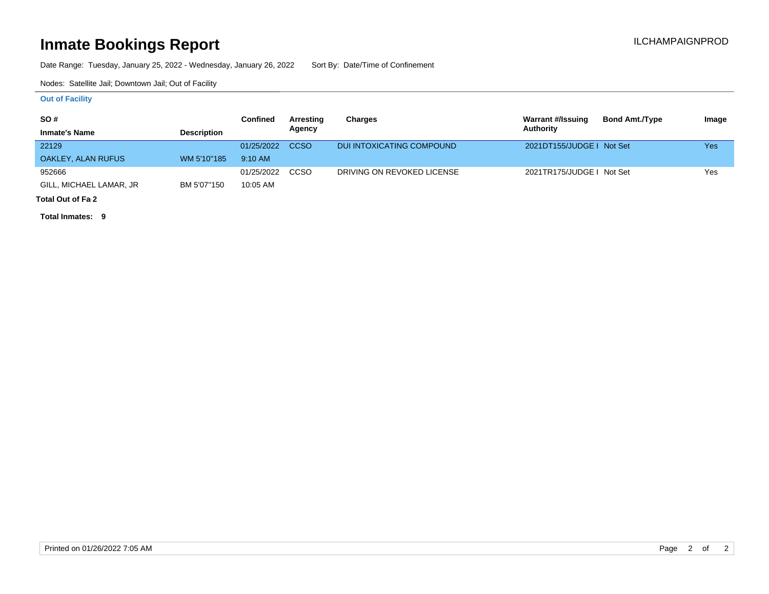# Inmate Bookings Report

ILCHAMPAIGNPROD

Date Range: Tuesday, January 25, 2022 - Wednesday, January 26, 2022 Sort By: Date/Time of Confinement

Nodes: Satellite Jail; Downtown Jail; Out of Facility

### Out of Facility

| SO # / Inmate's Name | Description | Confined | Arresting Agency | Charges | Warrant #/Issuing Authority | Bond Amt./Type | Image |
|---|---|---|---|---|---|---|---|
| 22129 OAKLEY, ALAN RUFUS | WM 5'10"185 | 01/25/2022 9:10 AM | CCSO | DUI INTOXICATING COMPOUND | 2021DT155/JUDGE I | Not Set | Yes |
| 952666 GILL, MICHAEL LAMAR, JR | BM 5'07"150 | 01/25/2022 10:05 AM | CCSO | DRIVING ON REVOKED LICENSE | 2021TR175/JUDGE I | Not Set | Yes |

**Total Out of Fa 2**

**Total Inmates: 9**

Printed on 01/26/2022 7:05 AM